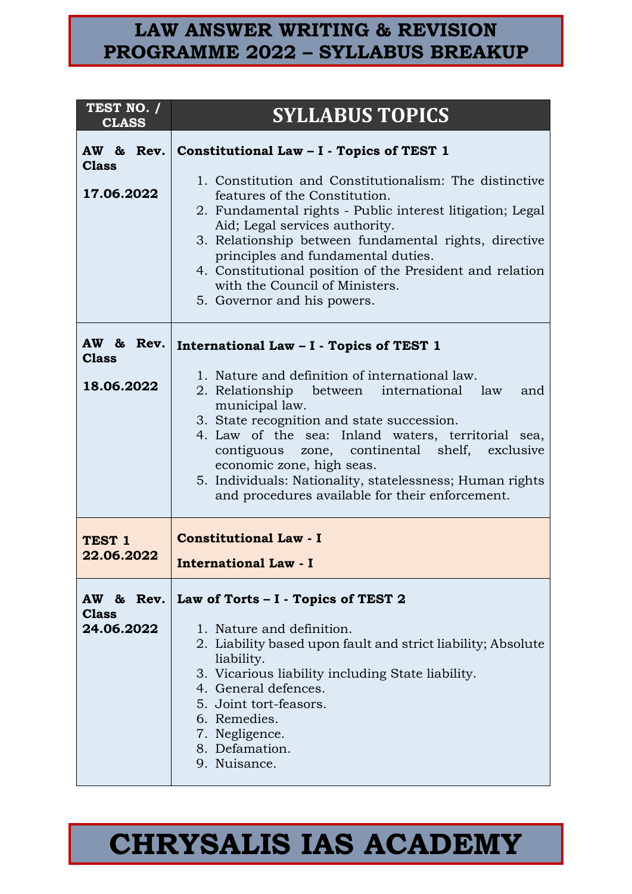# LAW ANSWER WRITING & REVISION PROGRAMME 2022 – SYLLABUS BREAKUP

| TEST NO. / CLASS | SYLLABUS TOPICS |
|---|---|
| **AW & Rev. Class**<br><br>**17.06.2022** | **Constitutional Law – I - Topics of TEST 1**<br><br>1. Constitution and Constitutionalism: The distinctive features of the Constitution.<br>2. Fundamental rights - Public interest litigation; Legal Aid; Legal services authority.<br>3. Relationship between fundamental rights, directive principles and fundamental duties.<br>4. Constitutional position of the President and relation with the Council of Ministers.<br>5. Governor and his powers. |
| **AW & Rev. Class**<br><br>**18.06.2022** | **International Law – I - Topics of TEST 1**<br><br>1. Nature and definition of international law.<br>2. Relationship between international law and municipal law.<br>3. State recognition and state succession.<br>4. Law of the sea: Inland waters, territorial sea, contiguous zone, continental shelf, exclusive economic zone, high seas.<br>5. Individuals: Nationality, statelessness; Human rights and procedures available for their enforcement. |
| **TEST 1**<br>**22.06.2022** | **Constitutional Law - I**<br><br>**International Law - I** |
| **AW & Rev. Class**<br>**24.06.2022** | **Law of Torts – I - Topics of TEST 2**<br><br>1. Nature and definition.<br>2. Liability based upon fault and strict liability; Absolute liability.<br>3. Vicarious liability including State liability.<br>4. General defences.<br>5. Joint tort-feasors.<br>6. Remedies.<br>7. Negligence.<br>8. Defamation.<br>9. Nuisance. |

# CHRYSALIS IAS ACADEMY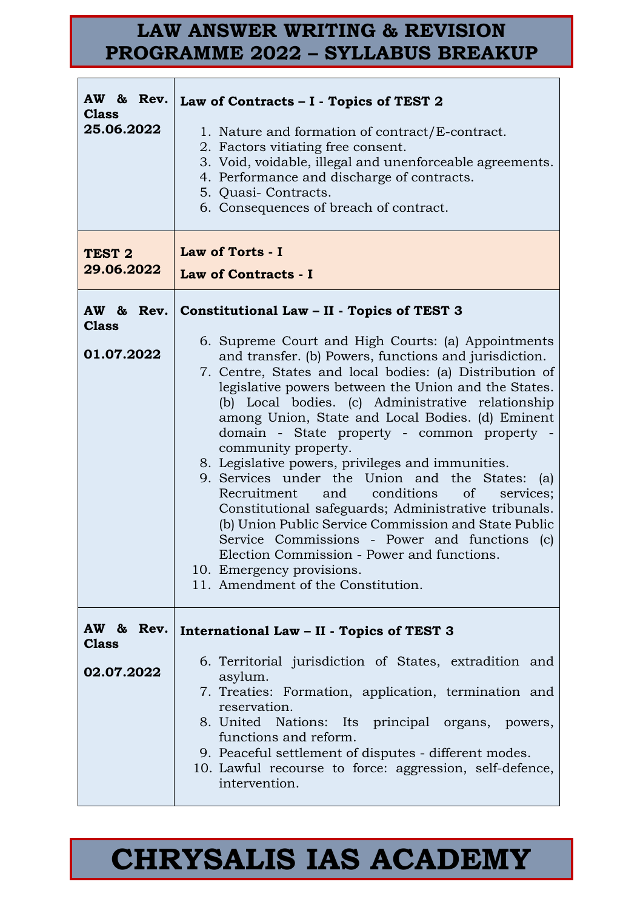# LAW ANSWER WRITING & REVISION PROGRAMME 2022 – SYLLABUS BREAKUP

| | |
|---|---|
| **AW & Rev. Class 25.06.2022** | **Law of Contracts – I - Topics of TEST 2**<br>1. Nature and formation of contract/E-contract.<br>2. Factors vitiating free consent.<br>3. Void, voidable, illegal and unenforceable agreements.<br>4. Performance and discharge of contracts.<br>5. Quasi- Contracts.<br>6. Consequences of breach of contract. |
| **TEST 2 29.06.2022** | **Law of Torts - I**<br>**Law of Contracts - I** |
| **AW & Rev. Class 01.07.2022** | **Constitutional Law – II - Topics of TEST 3**<br>6. Supreme Court and High Courts: (a) Appointments and transfer. (b) Powers, functions and jurisdiction.<br>7. Centre, States and local bodies: (a) Distribution of legislative powers between the Union and the States. (b) Local bodies. (c) Administrative relationship among Union, State and Local Bodies. (d) Eminent domain - State property - common property - community property.<br>8. Legislative powers, privileges and immunities.<br>9. Services under the Union and the States: (a) Recruitment and conditions of services; Constitutional safeguards; Administrative tribunals. (b) Union Public Service Commission and State Public Service Commissions - Power and functions (c) Election Commission - Power and functions.<br>10. Emergency provisions.<br>11. Amendment of the Constitution. |
| **AW & Rev. Class 02.07.2022** | **International Law – II - Topics of TEST 3**<br>6. Territorial jurisdiction of States, extradition and asylum.<br>7. Treaties: Formation, application, termination and reservation.<br>8. United Nations: Its principal organs, powers, functions and reform.<br>9. Peaceful settlement of disputes - different modes.<br>10. Lawful recourse to force: aggression, self-defence, intervention. |

# CHRYSALIS IAS ACADEMY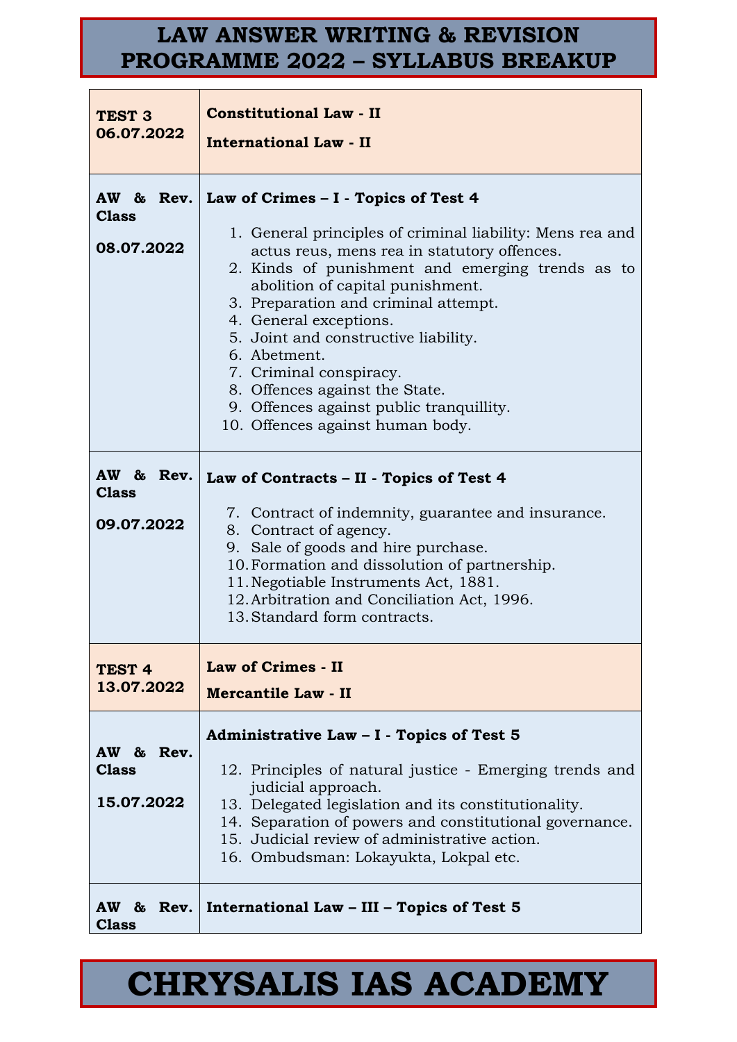# LAW ANSWER WRITING & REVISION PROGRAMME 2022 – SYLLABUS BREAKUP

| | |
|---|---|
| **TEST 3 06.07.2022** | **Constitutional Law - II**<br>**International Law - II** |
| **AW & Rev. Class**<br>**08.07.2022** | **Law of Crimes – I - Topics of Test 4**<br>1. General principles of criminal liability: Mens rea and actus reus, mens rea in statutory offences.<br>2. Kinds of punishment and emerging trends as to abolition of capital punishment.<br>3. Preparation and criminal attempt.<br>4. General exceptions.<br>5. Joint and constructive liability.<br>6. Abetment.<br>7. Criminal conspiracy.<br>8. Offences against the State.<br>9. Offences against public tranquillity.<br>10. Offences against human body. |
| **AW & Rev. Class**<br>**09.07.2022** | **Law of Contracts – II - Topics of Test 4**<br>7. Contract of indemnity, guarantee and insurance.<br>8. Contract of agency.<br>9. Sale of goods and hire purchase.<br>10. Formation and dissolution of partnership.<br>11. Negotiable Instruments Act, 1881.<br>12. Arbitration and Conciliation Act, 1996.<br>13. Standard form contracts. |
| **TEST 4 13.07.2022** | **Law of Crimes - II**<br>**Mercantile Law - II** |
| **AW & Rev. Class**<br>**15.07.2022** | **Administrative Law – I - Topics of Test 5**<br>12. Principles of natural justice - Emerging trends and judicial approach.<br>13. Delegated legislation and its constitutionality.<br>14. Separation of powers and constitutional governance.<br>15. Judicial review of administrative action.<br>16. Ombudsman: Lokayukta, Lokpal etc. |
| **AW & Rev. Class** | **International Law – III – Topics of Test 5** |

# CHRYSALIS IAS ACADEMY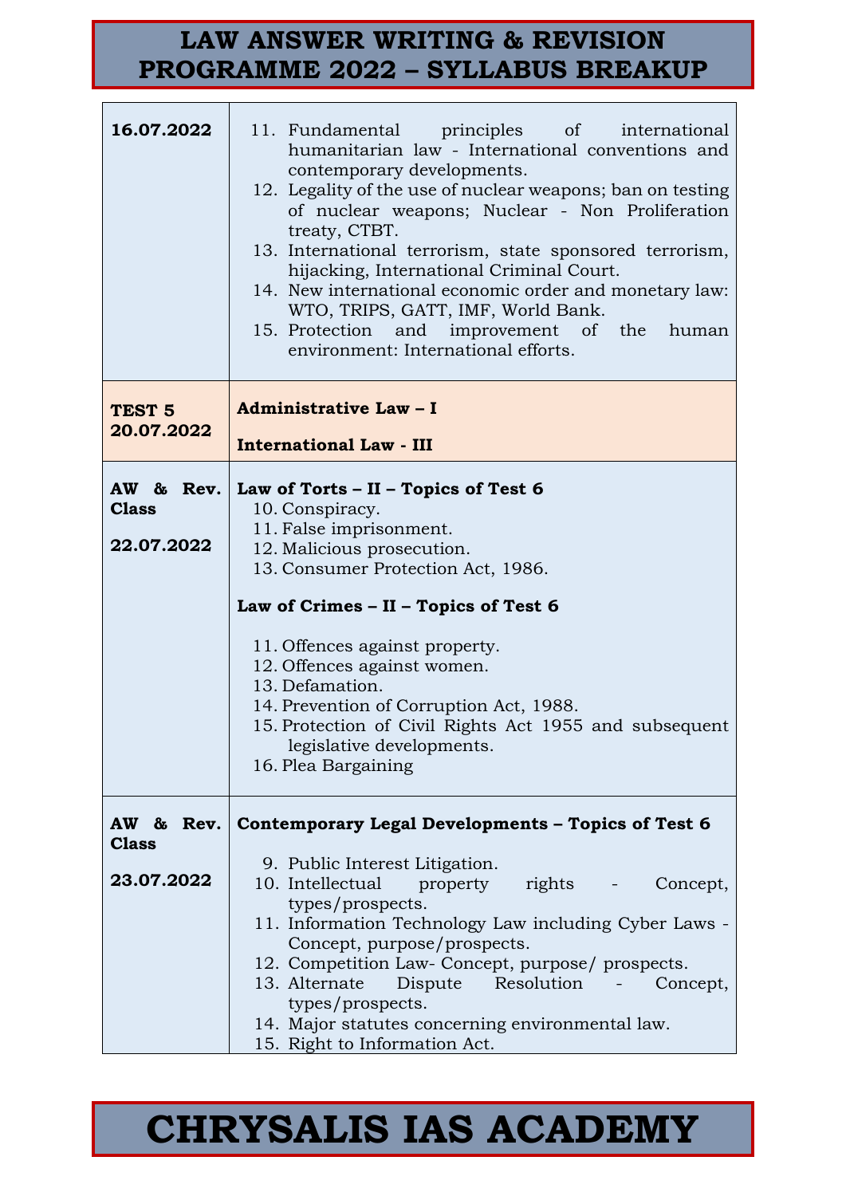# LAW ANSWER WRITING & REVISION PROGRAMME 2022 – SYLLABUS BREAKUP

| Date | Topics |
|---|---|
| **16.07.2022** | 11. Fundamental principles of international humanitarian law - International conventions and contemporary developments.<br>12. Legality of the use of nuclear weapons; ban on testing of nuclear weapons; Nuclear - Non Proliferation treaty, CTBT.<br>13. International terrorism, state sponsored terrorism, hijacking, International Criminal Court.<br>14. New international economic order and monetary law: WTO, TRIPS, GATT, IMF, World Bank.<br>15. Protection and improvement of the human environment: International efforts. |
| **TEST 5**<br>**20.07.2022** | **Administrative Law – I**<br><br>**International Law - III** |
| **AW & Rev. Class**<br><br>**22.07.2022** | **Law of Torts – II – Topics of Test 6**<br>10. Conspiracy.<br>11. False imprisonment.<br>12. Malicious prosecution.<br>13. Consumer Protection Act, 1986.<br><br>**Law of Crimes – II – Topics of Test 6**<br>11. Offences against property.<br>12. Offences against women.<br>13. Defamation.<br>14. Prevention of Corruption Act, 1988.<br>15. Protection of Civil Rights Act 1955 and subsequent legislative developments.<br>16. Plea Bargaining |
| **AW & Rev. Class**<br><br>**23.07.2022** | **Contemporary Legal Developments – Topics of Test 6**<br>9. Public Interest Litigation.<br>10. Intellectual property rights - Concept, types/prospects.<br>11. Information Technology Law including Cyber Laws - Concept, purpose/prospects.<br>12. Competition Law- Concept, purpose/ prospects.<br>13. Alternate Dispute Resolution - Concept, types/prospects.<br>14. Major statutes concerning environmental law.<br>15. Right to Information Act. |

# CHRYSALIS IAS ACADEMY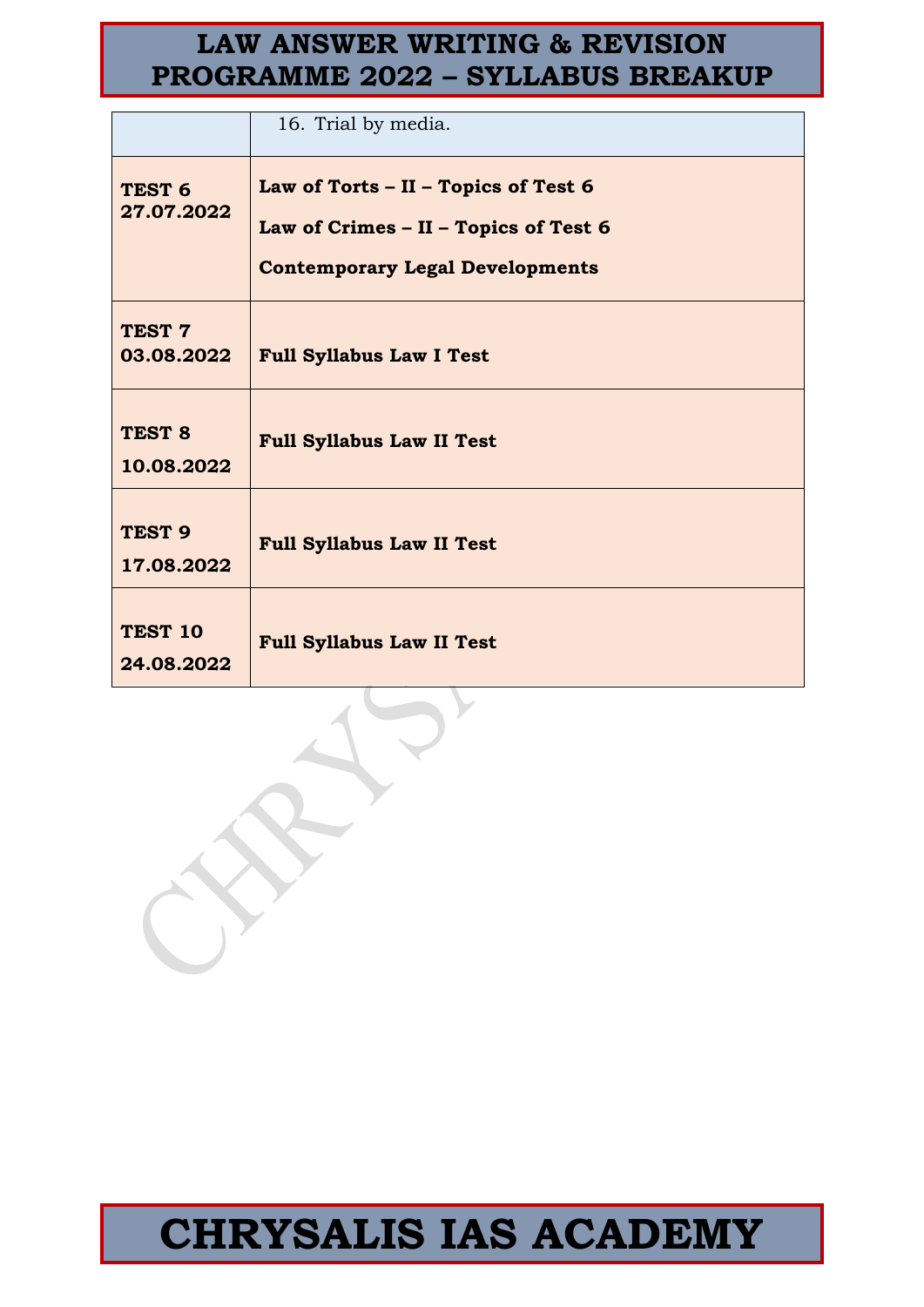| | |
|---|---|
| | 16. Trial by media. |
| **TEST 6**<br>**27.07.2022** | **Law of Torts – II – Topics of Test 6**<br>**Law of Crimes – II – Topics of Test 6**<br>**Contemporary Legal Developments** |
| **TEST 7**<br>**03.08.2022** | **Full Syllabus Law I Test** |
| **TEST 8**<br>**10.08.2022** | **Full Syllabus Law II Test** |
| **TEST 9**<br>**17.08.2022** | **Full Syllabus Law II Test** |
| **TEST 10**<br>**24.08.2022** | **Full Syllabus Law II Test** |